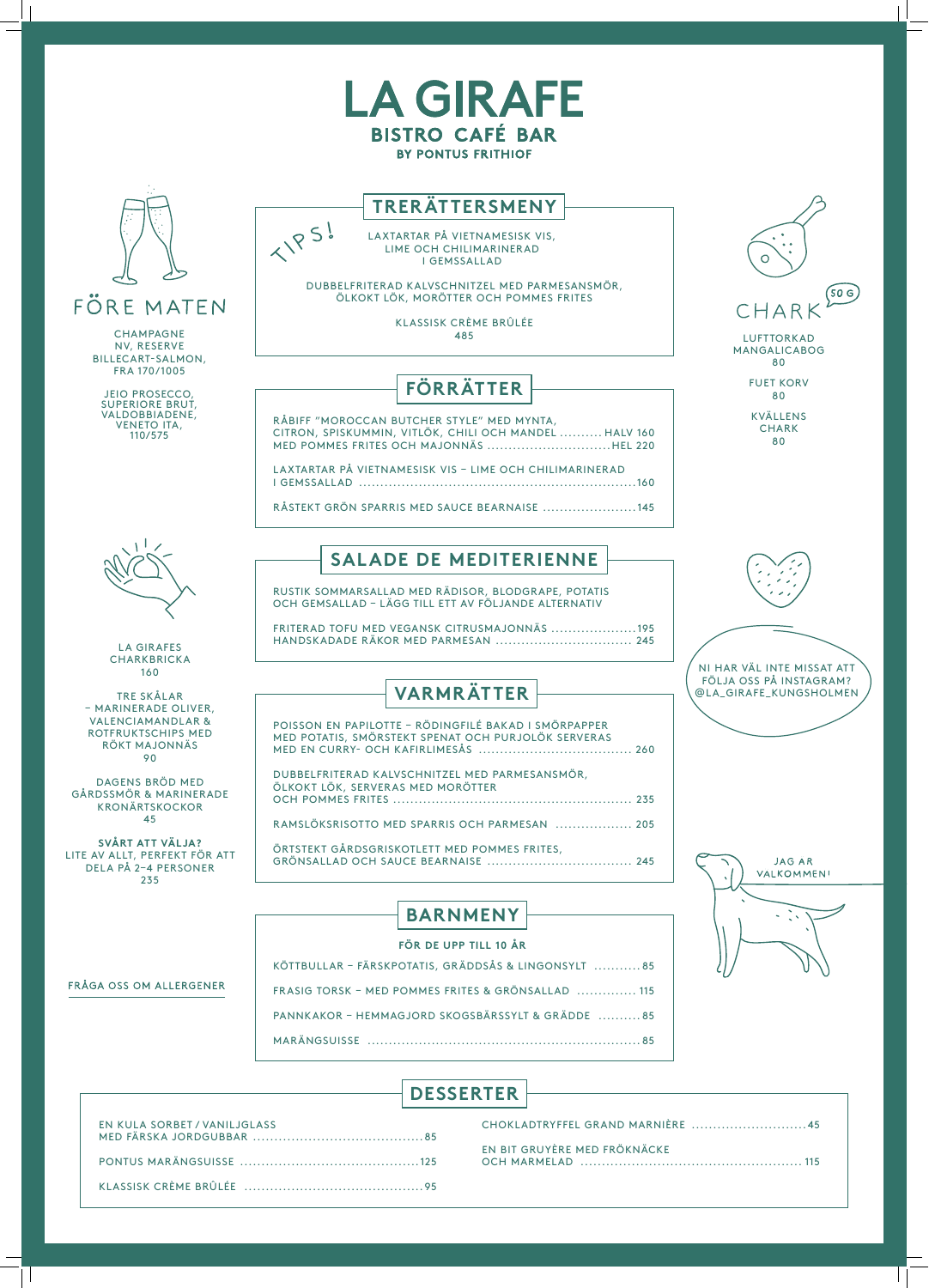# LA GIRAFE

**BISTRO CAFÉ BAR**

**BY PONTUS FRITHIOF**

## FÖRE MATEN

CHAMPAGNE NV, RESERVE BILLECART-SALMON, FRA 170/1005

JEIO PROSECCO, SUPERIORE BRUT, VALDOBBIADENE, VENETO ITA, 110/575

## TRERÄTTERSMENY

TIPS!

LAXTARTAR PÅ VIETNAMESISK VIS, LIME OCH CHILIMARINERAD I GEMSSALLAD

DUBBELFRITERAD KALVSCHNITZEL MED PARMESANSMÖR, ÖLKOKT LÖK, MORÖTTER OCH POMMES FRITES

KLASSISK CRÈME BRÛLÉE

485

## CHARK

50 G

LUFTTORKAD MANGALICABOG 80

FUET KORV 80

KVÄLLENS CHARK 80

## FÖRRÄTTER

RÅBIFF "MOROCCAN BUTCHER STYLE" MED MYNTA, CITRON, SPISKUMMIN, VITLÖK, CHILI OCH MANDEL .......... HALV 160
MED POMMES FRITES OCH MAJONNÄS .......... HEL 220

LAXTARTAR PÅ VIETNAMESISK VIS – LIME OCH CHILIMARINERAD I GEMSSALLAD .......... 160

RÅSTEKT GRÖN SPARRIS MED SAUCE BEARNAISE .......... 145

## SALADE DE MEDITERIENNE

RUSTIK SOMMARSALLAD MED RÄDISOR, BLODGRAPE, POTATIS OCH GEMSALLAD – LÄGG TILL ETT AV FÖLJANDE ALTERNATIV

FRITERAD TOFU MED VEGANSK CITRUSMAJONNÄS .......... 195
HANDSKADADE RÄKOR MED PARMESAN .......... 245

NI HAR VÄL INTE MISSAT ATT FÖLJA OSS PÅ INSTAGRAM? @LA_GIRAFE_KUNGSHOLMEN

LA GIRAFES CHARKBRICKA 160

TRE SKÅLAR – MARINERADE OLIVER, VALENCIAMANDLAR & ROTFRUKTSCHIPS MED RÖKT MAJONNÄS 90

DAGENS BRÖD MED GÅRDSSMÖR & MARINERADE KRONÄRTSKOCKOR 45

**SVÅRT ATT VÄLJA?**
LITE AV ALLT, PERFEKT FÖR ATT DELA PÅ 2–4 PERSONER
235

## VARMRÄTTER

POISSON EN PAPILOTTE – RÖDINGFILÉ BAKAD I SMÖRPAPPER MED POTATIS, SMÖRSTEKT SPENAT OCH PURJOLÖK SERVERAS MED EN CURRY- OCH KAFIRLIMESÅS .......... 260

DUBBELFRITERAD KALVSCHNITZEL MED PARMESANSMÖR, ÖLKOKT LÖK, SERVERAS MED MORÖTTER OCH POMMES FRITES .......... 235

RAMSLÖKSRISOTTO MED SPARRIS OCH PARMESAN .......... 205

ÖRTSTEKT GÅRDSGRISKOTLETT MED POMMES FRITES, GRÖNSALLAD OCH SAUCE BEARNAISE .......... 245

JAG AR VALKOMMEN!

## BARNMENY

**FÖR DE UPP TILL 10 ÅR**

KÖTTBULLAR – FÄRSKPOTATIS, GRÄDDSÅS & LINGONSYLT .......... 85

FRASIG TORSK – MED POMMES FRITES & GRÖNSALLAD .......... 115

PANNKAKOR – HEMMAGJORD SKOGSBÄRSSYLT & GRÄDDE .......... 85

MARÄNGSUISSE .......... 85

FRÅGA OSS OM ALLERGENER

## DESSERTER

EN KULA SORBET / VANILJGLASS MED FÄRSKA JORDGUBBAR .......... 85

PONTUS MARÄNGSUISSE .......... 125

KLASSISK CRÈME BRÛLÉE .......... 95

CHOKLADTRYFFEL GRAND MARNIÈRE .......... 45

EN BIT GRUYÈRE MED FRÖKNÄCKE OCH MARMELAD .......... 115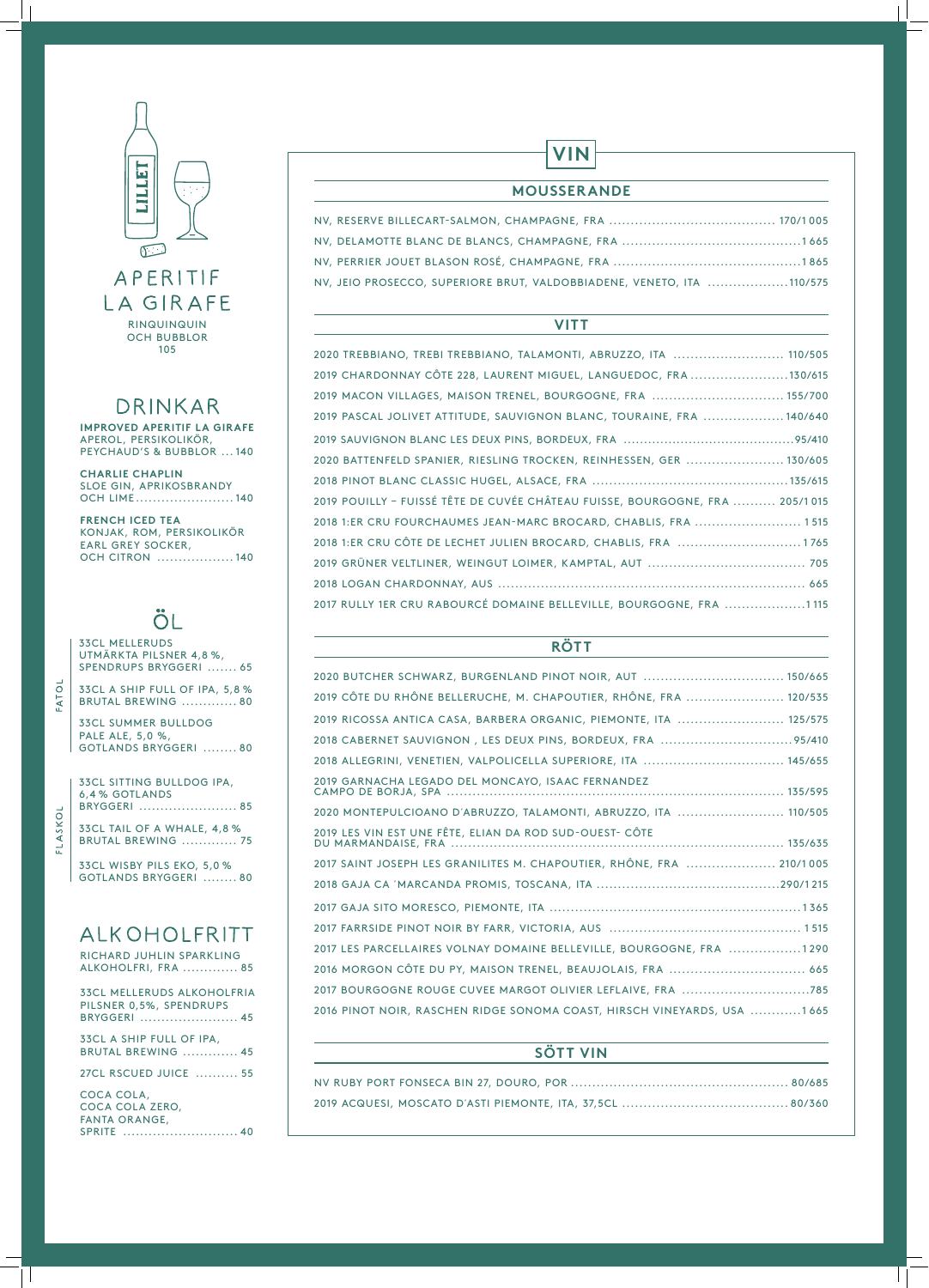# APERITIF LA GIRAFE

RINQUINQUIN OCH BUBBLOR
105

## DRINKAR

**IMPROVED APERITIF LA GIRAFE**
APEROL, PERSIKOLIKÖR, PEYCHAUD'S & BUBBLOR ... 140

**CHARLIE CHAPLIN**
SLOE GIN, APRIKOSBRANDY OCH LIME ... 140

**FRENCH ICED TEA**
KONJAK, ROM, PERSIKOLIKÖR EARL GREY SOCKER, OCH CITRON ... 140

## ÖL

### FATÖL

- 33CL MELLERUDS UTMÄRKTA PILSNER 4,8 %, SPENDRUPS BRYGGERI ... 65
- 33CL A SHIP FULL OF IPA, 5,8 % BRUTAL BREWING ... 80
- 33CL SUMMER BULLDOG PALE ALE, 5,0 %, GOTLANDS BRYGGERI ... 80

### FLASKÖL

- 33CL SITTING BULLDOG IPA, 6,4 % GOTLANDS BRYGGERI ... 85
- 33CL TAIL OF A WHALE, 4,8 % BRUTAL BREWING ... 75
- 33CL WISBY PILS EKO, 5,0 % GOTLANDS BRYGGERI ... 80

## ALKOHOLFRITT

- RICHARD JUHLIN SPARKLING ALKOHOLFRI, FRA ... 85
- 33CL MELLERUDS ALKOHOLFRIA PILSNER 0,5%, SPENDRUPS BRYGGERI ... 45
- 33CL A SHIP FULL OF IPA, BRUTAL BREWING ... 45
- 27CL RSCUED JUICE ... 55
- COCA COLA, COCA COLA ZERO, FANTA ORANGE, SPRITE ... 40

# VIN

## MOUSSERANDE

- NV, RESERVE BILLECART-SALMON, CHAMPAGNE, FRA ... 170/1 005
- NV, DELAMOTTE BLANC DE BLANCS, CHAMPAGNE, FRA ... 1 665
- NV, PERRIER JOUET BLASON ROSÉ, CHAMPAGNE, FRA ... 1 865
- NV, JEIO PROSECCO, SUPERIORE BRUT, VALDOBBIADENE, VENETO, ITA ... 110/575

## VITT

- 2020 TREBBIANO, TREBI TREBBIANO, TALAMONTI, ABRUZZO, ITA ... 110/505
- 2019 CHARDONNAY CÔTE 228, LAURENT MIGUEL, LANGUEDOC, FRA ... 130/615
- 2019 MACON VILLAGES, MAISON TRENEL, BOURGOGNE, FRA ... 155/700
- 2019 PASCAL JOLIVET ATTITUDE, SAUVIGNON BLANC, TOURAINE, FRA ... 140/640
- 2019 SAUVIGNON BLANC LES DEUX PINS, BORDEUX, FRA ... 95/410
- 2020 BATTENFELD SPANIER, RIESLING TROCKEN, REINHESSEN, GER ... 130/605
- 2018 PINOT BLANC CLASSIC HUGEL, ALSACE, FRA ... 135/615
- 2019 POUILLY – FUISSÉ TÊTE DE CUVÉE CHÂTEAU FUISSE, BOURGOGNE, FRA ... 205/1 015
- 2018 1:ER CRU FOURCHAUMES JEAN-MARC BROCARD, CHABLIS, FRA ... 1 515
- 2018 1:ER CRU CÔTE DE LECHET JULIEN BROCARD, CHABLIS, FRA ... 1 765
- 2019 GRÜNER VELTLINER, WEINGUT LOIMER, KAMPTAL, AUT ... 705
- 2018 LOGAN CHARDONNAY, AUS ... 665
- 2017 RULLY 1ER CRU RABOURCÉ DOMAINE BELLEVILLE, BOURGOGNE, FRA ... 1 115

## RÖTT

- 2020 BUTCHER SCHWARZ, BURGENLAND PINOT NOIR, AUT ... 150/665
- 2019 CÔTE DU RHÔNE BELLERUCHE, M. CHAPOUTIER, RHÔNE, FRA ... 120/535
- 2019 RICOSSA ANTICA CASA, BARBERA ORGANIC, PIEMONTE, ITA ... 125/575
- 2018 CABERNET SAUVIGNON , LES DEUX PINS, BORDEUX, FRA ... 95/410
- 2018 ALLEGRINI, VENETIEN, VALPOLICELLA SUPERIORE, ITA ... 145/655
- 2019 GARNACHA LEGADO DEL MONCAYO, ISAAC FERNANDEZ CAMPO DE BORJA, SPA ... 135/595
- 2020 MONTEPULCIOANO D'ABRUZZO, TALAMONTI, ABRUZZO, ITA ... 110/505
- 2019 LES VIN EST UNE FÊTE, ELIAN DA ROD SUD-OUEST- CÔTE DU MARMANDAISE, FRA ... 135/635
- 2017 SAINT JOSEPH LES GRANILITES M. CHAPOUTIER, RHÔNE, FRA ... 210/1 005
- 2018 GAJA CA 'MARCANDA PROMIS, TOSCANA, ITA ... 290/1 215
- 2017 GAJA SITO MORESCO, PIEMONTE, ITA ... 1 365
- 2017 FARRSIDE PINOT NOIR BY FARR, VICTORIA, AUS ... 1 515
- 2017 LES PARCELLAIRES VOLNAY DOMAINE BELLEVILLE, BOURGOGNE, FRA ... 1 290
- 2016 MORGON CÔTE DU PY, MAISON TRENEL, BEAUJOLAIS, FRA ... 665
- 2017 BOURGOGNE ROUGE CUVEE MARGOT OLIVIER LEFLAIVE, FRA ... 785
- 2016 PINOT NOIR, RASCHEN RIDGE SONOMA COAST, HIRSCH VINEYARDS, USA ... 1 665

## SÖTT VIN

- NV RUBY PORT FONSECA BIN 27, DOURO, POR ... 80/685
- 2019 ACQUESI, MOSCATO D'ASTI PIEMONTE, ITA, 37,5CL ... 80/360